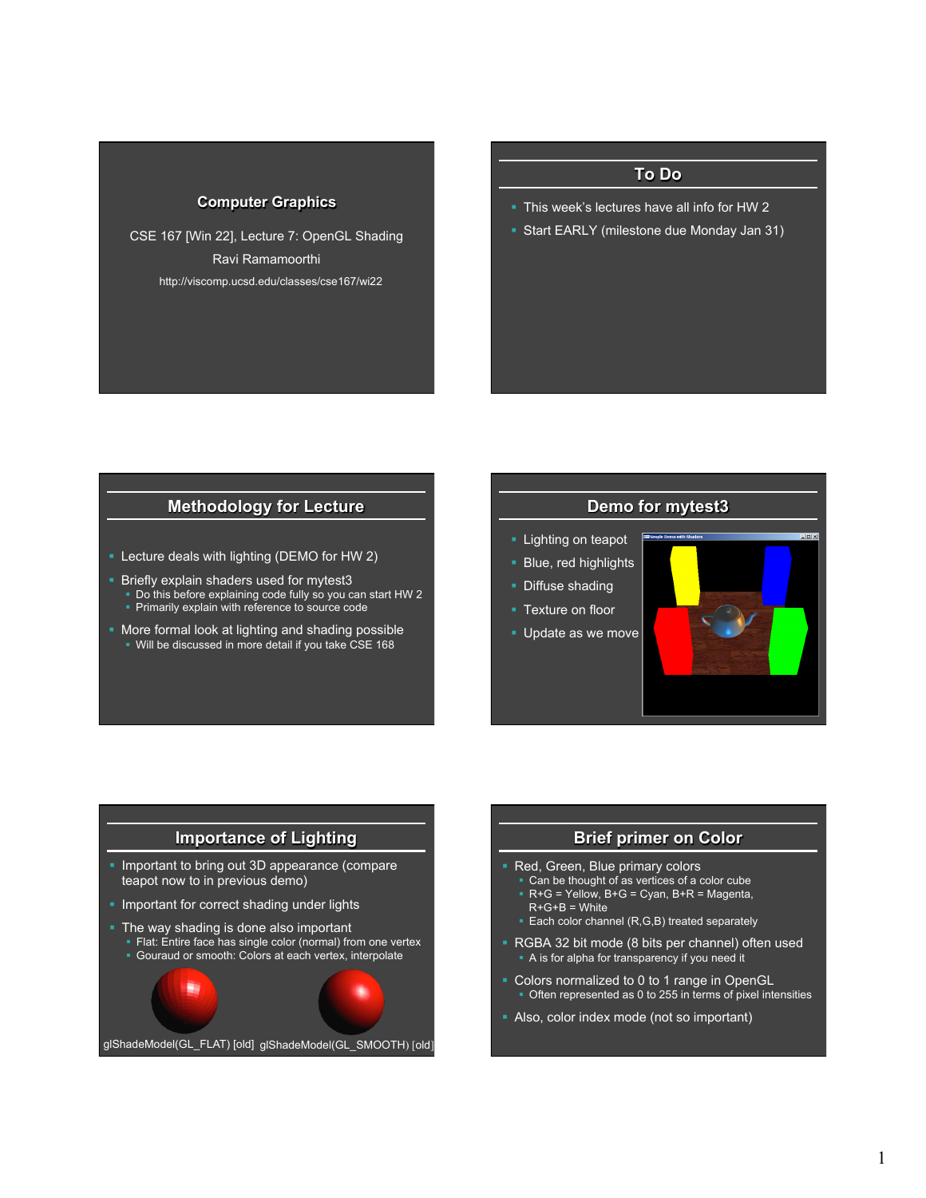# Computer Graphics

CSE 167 [Win 22], Lecture 7: OpenGL Shading

Ravi Ramamoorthi

http://viscomp.ucsd.edu/classes/cse167/wi22

## To Do

- This week's lectures have all info for HW 2
- Start EARLY (milestone due Monday Jan 31)

## Methodology for Lecture

- Lecture deals with lighting (DEMO for HW 2)
- Briefly explain shaders used for mytest3
  - Do this before explaining code fully so you can start HW 2
  - Primarily explain with reference to source code
- More formal look at lighting and shading possible
  - Will be discussed in more detail if you take CSE 168

## Demo for mytest3

- Lighting on teapot
- Blue, red highlights
- Diffuse shading
- Texture on floor
- Update as we move

## Importance of Lighting

- Important to bring out 3D appearance (compare teapot now to in previous demo)
- Important for correct shading under lights
- The way shading is done also important
  - Flat: Entire face has single color (normal) from one vertex
  - Gouraud or smooth: Colors at each vertex, interpolate

glShadeModel(GL_FLAT) [old] glShadeModel(GL_SMOOTH) [old]

## Brief primer on Color

- Red, Green, Blue primary colors
  - Can be thought of as vertices of a color cube
  - R+G = Yellow, B+G = Cyan, B+R = Magenta, R+G+B = White
  - Each color channel (R,G,B) treated separately
- RGBA 32 bit mode (8 bits per channel) often used
  - A is for alpha for transparency if you need it
- Colors normalized to 0 to 1 range in OpenGL
  - Often represented as 0 to 255 in terms of pixel intensities
- Also, color index mode (not so important)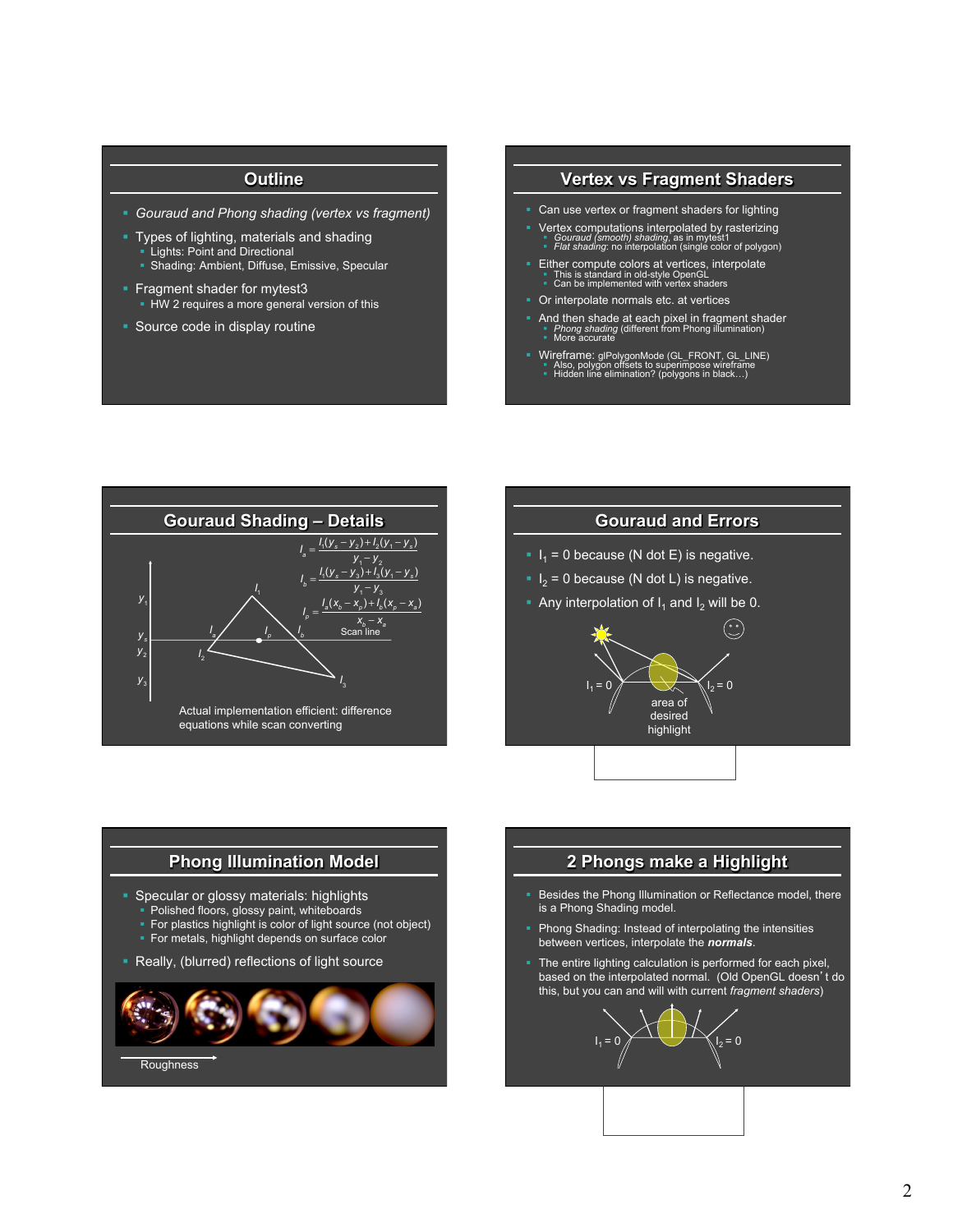## Outline

- *Gouraud and Phong shading (vertex vs fragment)*
- Types of lighting, materials and shading
  - Lights: Point and Directional
  - Shading: Ambient, Diffuse, Emissive, Specular
- Fragment shader for mytest3
  - HW 2 requires a more general version of this
- Source code in display routine

## Vertex vs Fragment Shaders

- Can use vertex or fragment shaders for lighting
- Vertex computations interpolated by rasterizing
  - *Gouraud (smooth) shading*, as in mytest1
  - *Flat shading*: no interpolation (single color of polygon)
- Either compute colors at vertices, interpolate
  - This is standard in old-style OpenGL
  - Can be implemented with vertex shaders
- Or interpolate normals etc. at vertices
- And then shade at each pixel in fragment shader
  - *Phong shading* (different from Phong illumination)
  - More accurate
- Wireframe: glPolygonMode (GL_FRONT, GL_LINE)
  - Also, polygon offsets to superimpose wireframe
  - Hidden line elimination? (polygons in black…)

## Gouraud Shading – Details

$$I_a = \frac{I_1(y_s - y_2) + I_2(y_1 - y_s)}{y_1 - y_2}$$

$$I_b = \frac{I_1(y_s - y_3) + I_3(y_1 - y_s)}{y_1 - y_3}$$

$$I_p = \frac{I_a(x_b - x_p) + I_b(x_p - x_a)}{x_b - x_a}$$

Scan line

Actual implementation efficient: difference equations while scan converting

## Gouraud and Errors

- $I_1 = 0$ because (N dot E) is negative.
- $I_2 = 0$ because (N dot L) is negative.
- Any interpolation of $I_1$ and $I_2$ will be 0.

$I_1 = 0$ &nbsp; area of desired highlight &nbsp; $I_2 = 0$

## Phong Illumination Model

- Specular or glossy materials: highlights
  - Polished floors, glossy paint, whiteboards
  - For plastics highlight is color of light source (not object)
  - For metals, highlight depends on surface color
- Really, (blurred) reflections of light source

Roughness

## 2 Phongs make a Highlight

- Besides the Phong Illumination or Reflectance model, there is a Phong Shading model.
- Phong Shading: Instead of interpolating the intensities between vertices, interpolate the ***normals***.
- The entire lighting calculation is performed for each pixel, based on the interpolated normal. (Old OpenGL doesn't do this, but you can and will with current *fragment shaders*)

$I_1 = 0$ &nbsp; $I_2 = 0$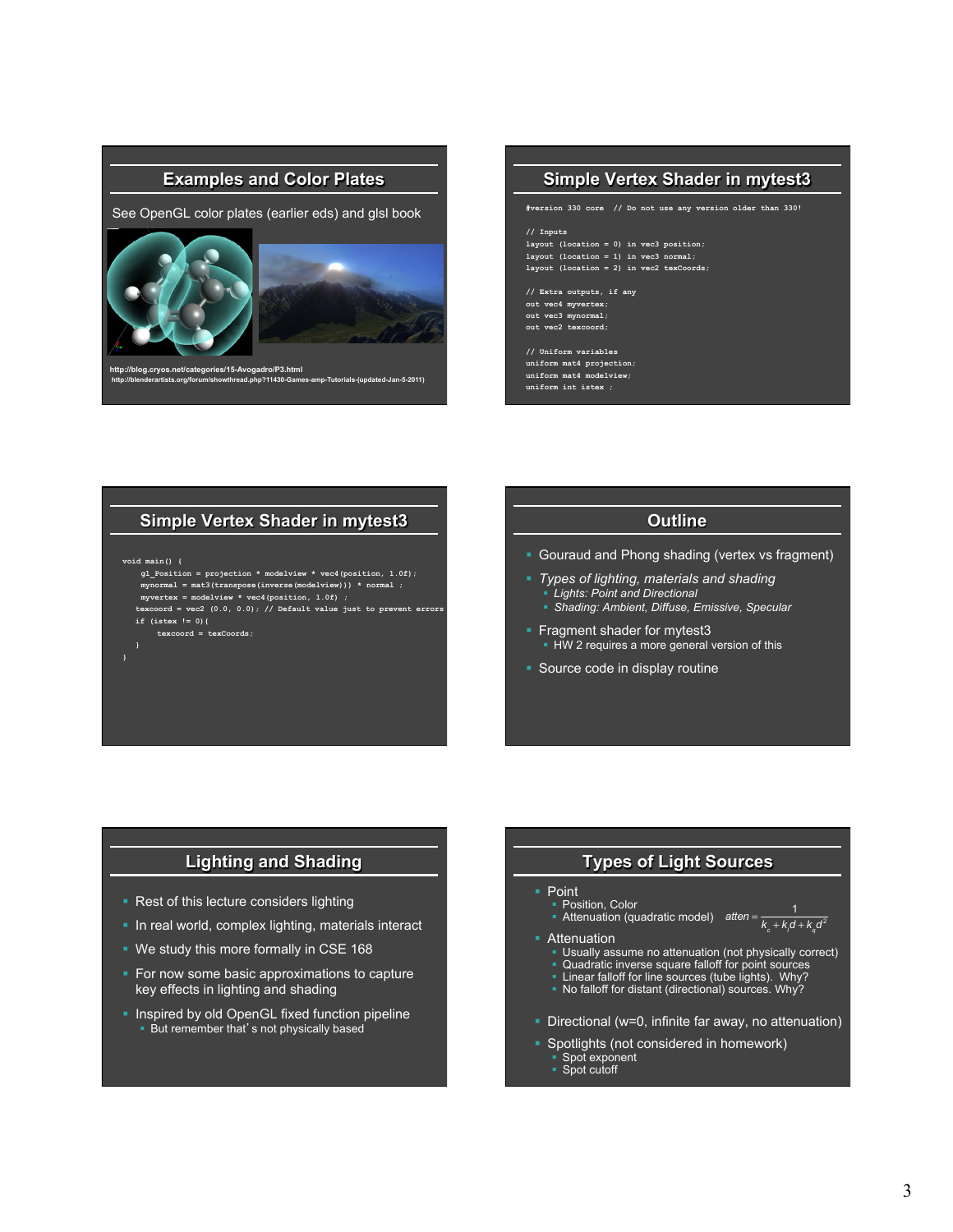## Examples and Color Plates

See OpenGL color plates (earlier eds) and glsl book

http://blog.cryos.net/categories/15-Avogadro/P3.html
http://blenderartists.org/forum/showthread.php?11430-Games-amp-Tutorials-(updated-Jan-5-2011)

## Simple Vertex Shader in mytest3

```
#version 330 core   // Do not use any version older than 330!

// Inputs
layout (location = 0) in vec3 position;
layout (location = 1) in vec3 normal;
layout (location = 2) in vec2 texCoords;

// Extra outputs, if any
out vec4 myvertex;
out vec3 mynormal;
out vec2 texcoord;

// Uniform variables
uniform mat4 projection;
uniform mat4 modelview;
uniform int istex ;
```

## Simple Vertex Shader in mytest3

```
void main() {
    gl_Position = projection * modelview * vec4(position, 1.0f);
    mynormal = mat3(transpose(inverse(modelview))) * normal ;
    myvertex = modelview * vec4(position, 1.0f) ;
   texcoord = vec2 (0.0, 0.0); // Default value just to prevent errors
   if (istex != 0){
       texcoord = texCoords;
   }
}
```

## Outline

- Gouraud and Phong shading (vertex vs fragment)
- *Types of lighting, materials and shading*
  - *Lights: Point and Directional*
  - *Shading: Ambient, Diffuse, Emissive, Specular*
- Fragment shader for mytest3
  - HW 2 requires a more general version of this
- Source code in display routine

## Lighting and Shading

- Rest of this lecture considers lighting
- In real world, complex lighting, materials interact
- We study this more formally in CSE 168
- For now some basic approximations to capture key effects in lighting and shading
- Inspired by old OpenGL fixed function pipeline
  - But remember that's not physically based

## Types of Light Sources

- Point
  - Position, Color
  - Attenuation (quadratic model) $atten = \dfrac{1}{k_c + k_l d + k_q d^2}$
- Attenuation
  - Usually assume no attenuation (not physically correct)
  - Quadratic inverse square falloff for point sources
  - Linear falloff for line sources (tube lights). Why?
  - No falloff for distant (directional) sources. Why?
- Directional (w=0, infinite far away, no attenuation)
- Spotlights (not considered in homework)
  - Spot exponent
  - Spot cutoff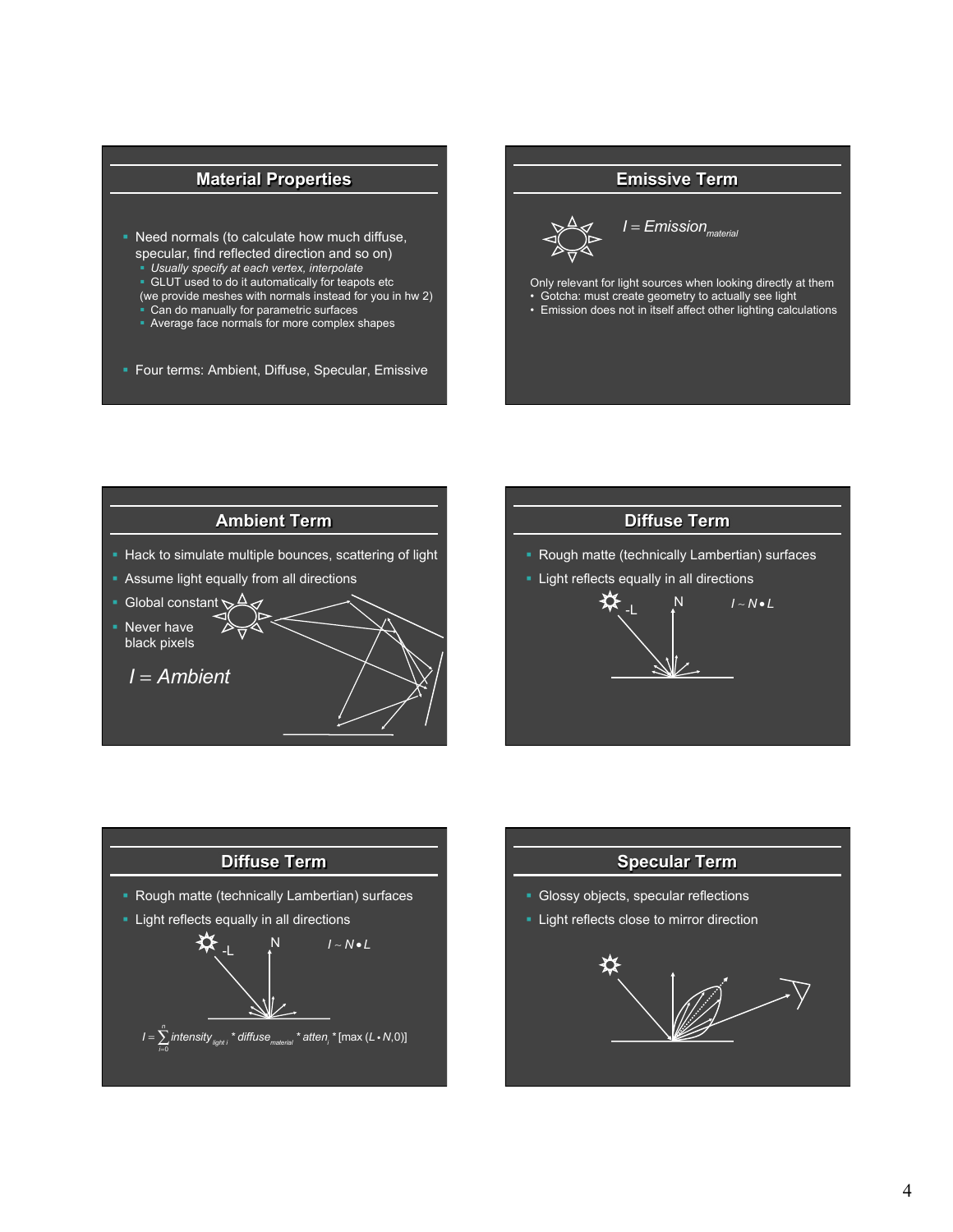## Material Properties

- Need normals (to calculate how much diffuse, specular, find reflected direction and so on)
  - *Usually specify at each vertex, interpolate*
  - GLUT used to do it automatically for teapots etc

  (we provide meshes with normals instead for you in hw 2)
  - Can do manually for parametric surfaces
  - Average face normals for more complex shapes
- Four terms: Ambient, Diffuse, Specular, Emissive

## Emissive Term

$I = Emission_{material}$

Only relevant for light sources when looking directly at them
- Gotcha: must create geometry to actually see light
- Emission does not in itself affect other lighting calculations

## Ambient Term

- Hack to simulate multiple bounces, scattering of light
- Assume light equally from all directions
- Global constant
- Never have black pixels

$I = Ambient$

## Diffuse Term

- Rough matte (technically Lambertian) surfaces
- Light reflects equally in all directions

$I \sim N \bullet L$

## Diffuse Term

- Rough matte (technically Lambertian) surfaces
- Light reflects equally in all directions

$I \sim N \bullet L$

$$I = \sum_{i=0}^{n} intensity_{light\ i} * diffuse_{material} * atten_i * [\max(L \bullet N, 0)]$$

## Specular Term

- Glossy objects, specular reflections
- Light reflects close to mirror direction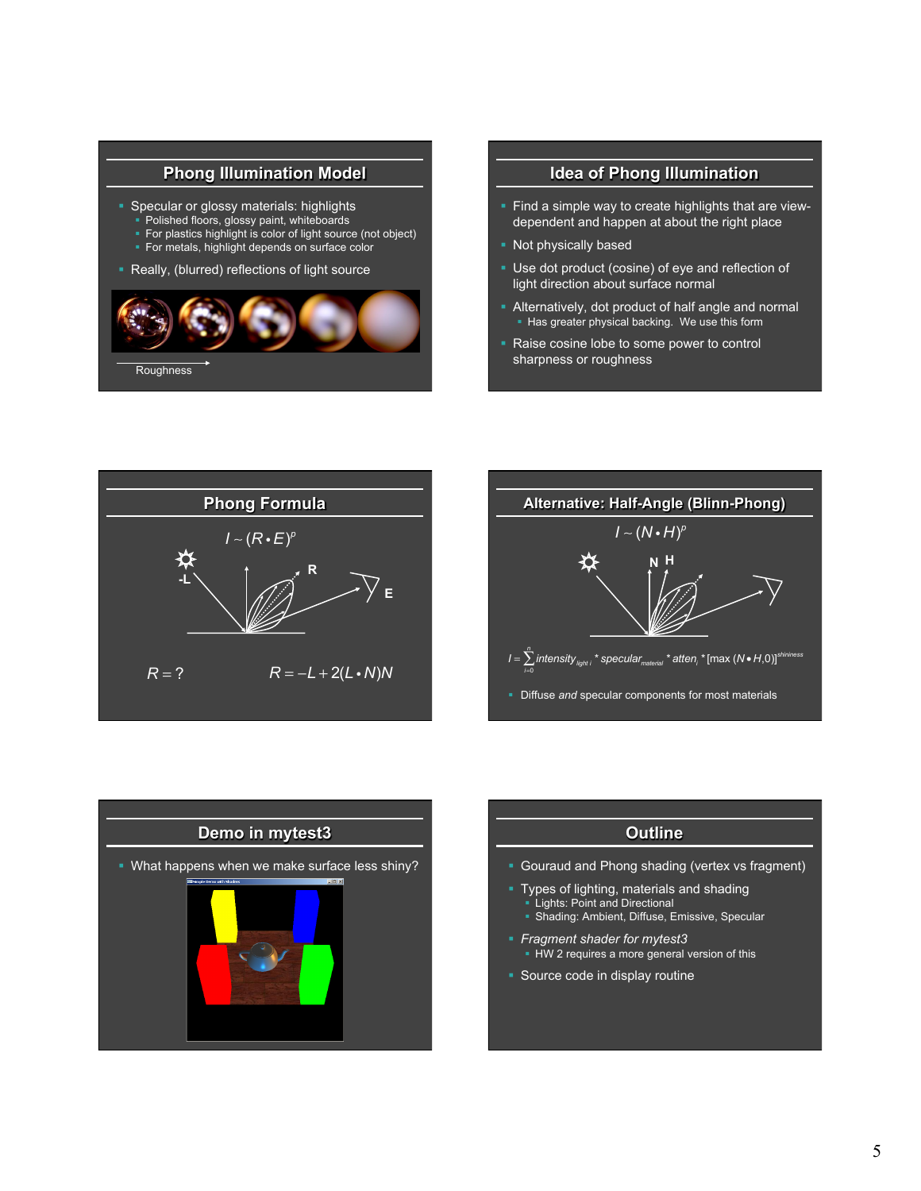## Phong Illumination Model

- Specular or glossy materials: highlights
  - Polished floors, glossy paint, whiteboards
  - For plastics highlight is color of light source (not object)
  - For metals, highlight depends on surface color
- Really, (blurred) reflections of light source

Roughness

## Idea of Phong Illumination

- Find a simple way to create highlights that are view-dependent and happen at about the right place
- Not physically based
- Use dot product (cosine) of eye and reflection of light direction about surface normal
- Alternatively, dot product of half angle and normal
  - Has greater physical backing. We use this form
- Raise cosine lobe to some power to control sharpness or roughness

## Phong Formula

$$I \sim (R \bullet E)^p$$

-L, R, E

$R = ?$

$$R = -L + 2(L \bullet N)N$$

## Alternative: Half-Angle (Blinn-Phong)

$$I \sim (N \bullet H)^p$$

N, H

$$I = \sum_{i=0}^{n} intensity_{light\ i} * specular_{material} * atten_i * [\max(N \bullet H, 0)]^{shininess}$$

- Diffuse *and* specular components for most materials

## Demo in mytest3

- What happens when we make surface less shiny?

## Outline

- Gouraud and Phong shading (vertex vs fragment)
- Types of lighting, materials and shading
  - Lights: Point and Directional
  - Shading: Ambient, Diffuse, Emissive, Specular
- *Fragment shader for mytest3*
  - HW 2 requires a more general version of this
- Source code in display routine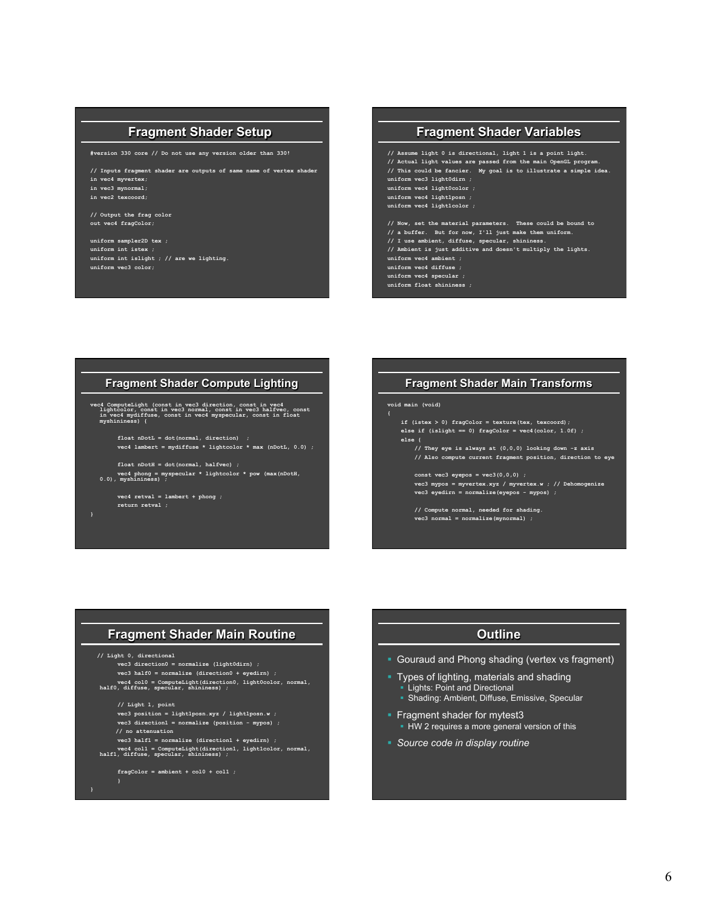## Fragment Shader Setup

```
#version 330 core // Do not use any version older than 330!

// Inputs fragment shader are outputs of same name of vertex shader
in vec4 myvertex;
in vec3 mynormal;
in vec2 texcoord;

// Output the frag color
out vec4 fragColor;

uniform sampler2D tex ;
uniform int istex ;
uniform int islight ; // are we lighting.
uniform vec3 color;
```

## Fragment Shader Variables

```
// Assume light 0 is directional, light 1 is a point light.
// Actual light values are passed from the main OpenGL program.
// This could be fancier.  My goal is to illustrate a simple idea.
uniform vec3 light0dirn ;
uniform vec4 light0color ;
uniform vec4 light1posn ;
uniform vec4 light1color ;

// Now, set the material parameters.  These could be bound to
// a buffer.  But for now, I'll just make them uniform.
// I use ambient, diffuse, specular, shininess.
// Ambient is just additive and doesn't multiply the lights.
uniform vec4 ambient ;
uniform vec4 diffuse ;
uniform vec4 specular ;
uniform float shininess ;
```

## Fragment Shader Compute Lighting

```
vec4 ComputeLight (const in vec3 direction, const in vec4
   lightcolor, const in vec3 normal, const in vec3 halfvec, const
   in vec4 mydiffuse, const in vec4 myspecular, const in float
   myshininess) {

        float nDotL = dot(normal, direction)  ;
        vec4 lambert = mydiffuse * lightcolor * max (nDotL, 0.0) ;

        float nDotH = dot(normal, halfvec) ;
        vec4 phong = myspecular * lightcolor * pow (max(nDotH,
   0.0), myshininess) ;

        vec4 retval = lambert + phong ;
        return retval ;
}
```

## Fragment Shader Main Transforms

```
void main (void)
{
    if (istex > 0) fragColor = texture(tex, texcoord);
    else if (islight == 0) fragColor = vec4(color, 1.0f) ;
    else {
        // They eye is always at (0,0,0) looking down -z axis
        // Also compute current fragment position, direction to eye

        const vec3 eyepos = vec3(0,0,0) ;
        vec3 mypos = myvertex.xyz / myvertex.w ; // Dehomogenize
        vec3 eyedirn = normalize(eyepos - mypos) ;

        // Compute normal, needed for shading.
        vec3 normal = normalize(mynormal) ;
```

## Fragment Shader Main Routine

```
  // Light 0, directional
        vec3 direction0 = normalize (light0dirn) ;
        vec3 half0 = normalize (direction0 + eyedirn) ;
        vec4 col0 = ComputeLight(direction0, light0color, normal,
   half0, diffuse, specular, shininess) ;

        // Light 1, point
        vec3 position = light1posn.xyz / light1posn.w ;
        vec3 direction1 = normalize (position - mypos) ;
        // no attenuation
        vec3 half1 = normalize (direction1 + eyedirn) ;
        vec4 col1 = ComputeLight(direction1, light1color, normal,
   half1, diffuse, specular, shininess) ;

        fragColor = ambient + col0 + col1 ;
        }
}
```

## Outline

- Gouraud and Phong shading (vertex vs fragment)
- Types of lighting, materials and shading
  - Lights: Point and Directional
  - Shading: Ambient, Diffuse, Emissive, Specular
- Fragment shader for mytest3
  - HW 2 requires a more general version of this
- *Source code in display routine*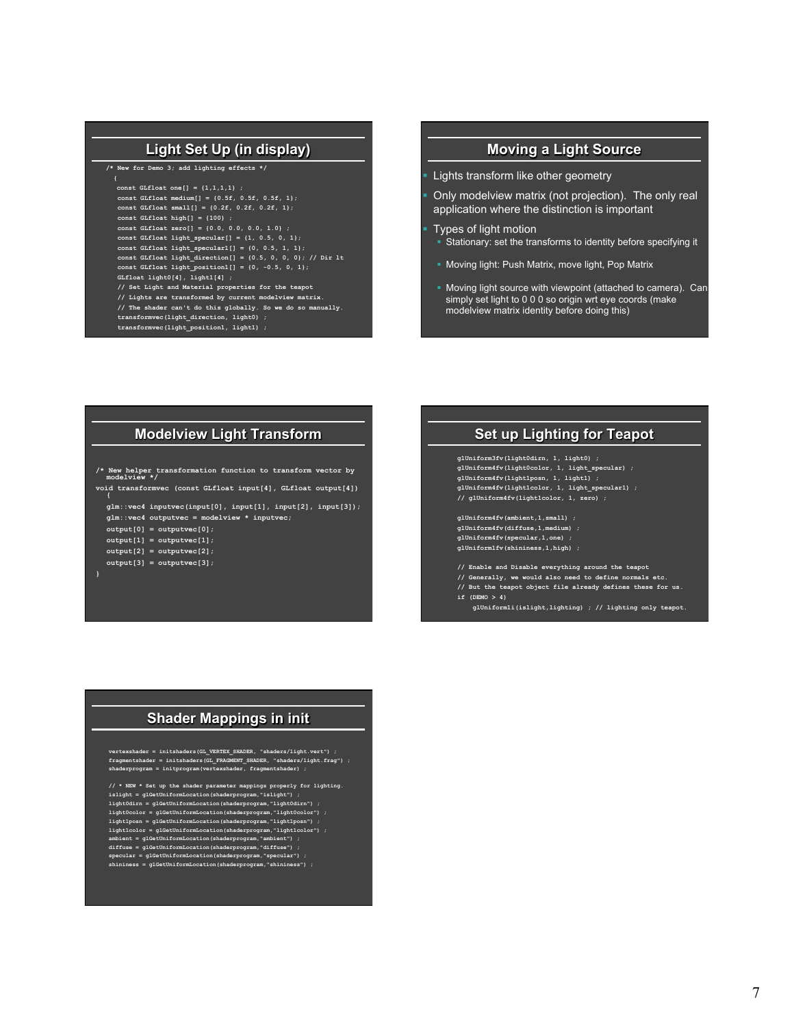## Light Set Up (in display)

```
/* New for Demo 3; add lighting effects */
  {
   const GLfloat one[] = {1,1,1,1} ;
   const GLfloat medium[] = {0.5f, 0.5f, 0.5f, 1};
   const GLfloat small[] = {0.2f, 0.2f, 0.2f, 1};
   const GLfloat high[] = {100} ;
   const GLfloat zero[] = {0.0, 0.0, 0.0, 1.0} ;
   const GLfloat light_specular[] = {1, 0.5, 0, 1};
   const GLfloat light_specular1[] = {0, 0.5, 1, 1};
   const GLfloat light_direction[] = {0.5, 0, 0, 0}; // Dir lt
   const GLfloat light_position1[] = {0, -0.5, 0, 1};
   GLfloat light0[4], light1[4] ;
   // Set Light and Material properties for the teapot
   // Lights are transformed by current modelview matrix.
   // The shader can't do this globally. So we do so manually.
   transformvec(light_direction, light0) ;
   transformvec(light_position1, light1) ;
```

## Moving a Light Source

- Lights transform like other geometry
- Only modelview matrix (not projection). The only real application where the distinction is important
- Types of light motion
  - Stationary: set the transforms to identity before specifying it
  - Moving light: Push Matrix, move light, Pop Matrix
  - Moving light source with viewpoint (attached to camera). Can simply set light to 0 0 0 so origin wrt eye coords (make modelview matrix identity before doing this)

## Modelview Light Transform

```
/* New helper transformation function to transform vector by
   modelview */
void transformvec (const GLfloat input[4], GLfloat output[4])
  {
   glm::vec4 inputvec(input[0], input[1], input[2], input[3]);
   glm::vec4 outputvec = modelview * inputvec;
   output[0] = outputvec[0];
   output[1] = outputvec[1];
   output[2] = outputvec[2];
   output[3] = outputvec[3];
}
```

## Set up Lighting for Teapot

```
glUniform3fv(light0dirn, 1, light0) ;
glUniform4fv(light0color, 1, light_specular) ;
glUniform4fv(light1posn, 1, light1) ;
glUniform4fv(light1color, 1, light_specular1) ;
// glUniform4fv(light1color, 1, zero) ;

glUniform4fv(ambient,1,small) ;
glUniform4fv(diffuse,1,medium) ;
glUniform4fv(specular,1,one) ;
glUniform1fv(shininess,1,high) ;

// Enable and Disable everything around the teapot
// Generally, we would also need to define normals etc.
// But the teapot object file already defines these for us.
if (DEMO > 4)
   glUniform1i(islight,lighting) ; // lighting only teapot.
```

## Shader Mappings in init

```
vertexshader = initshaders(GL_VERTEX_SHADER, "shaders/light.vert") ;
fragmentshader = initshaders(GL_FRAGMENT_SHADER, "shaders/light.frag") ;
shaderprogram = initprogram(vertexshader, fragmentshader) ;

// * NEW * Set up the shader parameter mappings properly for lighting.
islight = glGetUniformLocation(shaderprogram,"islight") ;
light0dirn = glGetUniformLocation(shaderprogram,"light0dirn") ;
light0color = glGetUniformLocation(shaderprogram,"light0color") ;
light1posn = glGetUniformLocation(shaderprogram,"light1posn") ;
light1color = glGetUniformLocation(shaderprogram,"light1color") ;
ambient = glGetUniformLocation(shaderprogram,"ambient") ;
diffuse = glGetUniformLocation(shaderprogram,"diffuse") ;
specular = glGetUniformLocation(shaderprogram,"specular") ;
shininess = glGetUniformLocation(shaderprogram,"shininess") ;
```